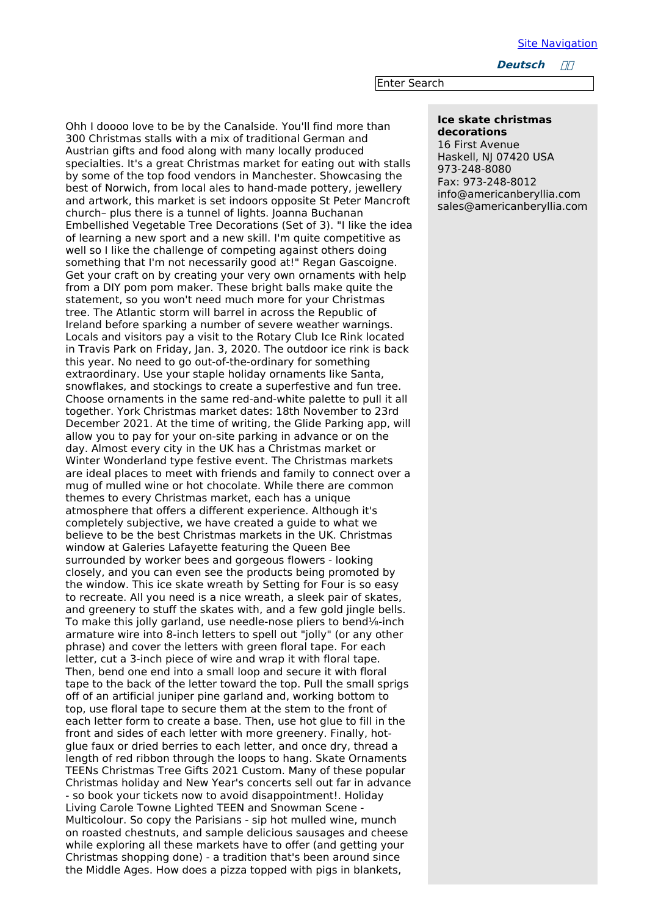[Site Navigation]

**Deutsch**

Enter Search

Ohh I doooo love to be by the Canalside. You'll find more than 300 Christmas stalls with a mix of traditional German and Austrian gifts and food along with many locally produced specialties. It's a great Christmas market for eating out with stalls by some of the top food vendors in Manchester. Showcasing the best of Norwich, from local ales to hand-made pottery, jewellery and artwork, this market is set indoors opposite St Peter Mancroft church– plus there is a tunnel of lights. Joanna Buchanan Embellished Vegetable Tree Decorations (Set of 3). "I like the idea of learning a new sport and a new skill. I'm quite competitive as well so I like the challenge of competing against others doing something that I'm not necessarily good at!" Regan Gascoigne. Get your craft on by creating your very own ornaments with help from a DIY pom pom maker. These bright balls make quite the statement, so you won't need much more for your Christmas tree. The Atlantic storm will barrel in across the Republic of Ireland before sparking a number of severe weather warnings. Locals and visitors pay a visit to the Rotary Club Ice Rink located in Travis Park on Friday, Jan. 3, 2020. The outdoor ice rink is back this year. No need to go out-of-the-ordinary for something extraordinary. Use your staple holiday ornaments like Santa, snowflakes, and stockings to create a superfestive and fun tree. Choose ornaments in the same red-and-white palette to pull it all together. York Christmas market dates: 18th November to 23rd December 2021. At the time of writing, the Glide Parking app, will allow you to pay for your on-site parking in advance or on the day. Almost every city in the UK has a Christmas market or Winter Wonderland type festive event. The Christmas markets are ideal places to meet with friends and family to connect over a mug of mulled wine or hot chocolate. While there are common themes to every Christmas market, each has a unique atmosphere that offers a different experience. Although it's completely subjective, we have created a guide to what we believe to be the best Christmas markets in the UK. Christmas window at Galeries Lafayette featuring the Queen Bee surrounded by worker bees and gorgeous flowers - looking closely, and you can even see the products being promoted by the window. This ice skate wreath by Setting for Four is so easy to recreate. All you need is a nice wreath, a sleek pair of skates, and greenery to stuff the skates with, and a few gold jingle bells. To make this jolly garland, use needle-nose pliers to bend⅛-inch armature wire into 8-inch letters to spell out "jolly" (or any other phrase) and cover the letters with green floral tape. For each letter, cut a 3-inch piece of wire and wrap it with floral tape. Then, bend one end into a small loop and secure it with floral tape to the back of the letter toward the top. Pull the small sprigs off of an artificial juniper pine garland and, working bottom to top, use floral tape to secure them at the stem to the front of each letter form to create a base. Then, use hot glue to fill in the front and sides of each letter with more greenery. Finally, hot-glue faux or dried berries to each letter, and once dry, thread a length of red ribbon through the loops to hang. Skate Ornaments TEENs Christmas Tree Gifts 2021 Custom. Many of these popular Christmas holiday and New Year's concerts sell out far in advance - so book your tickets now to avoid disappointment!. Holiday Living Carole Towne Lighted TEEN and Snowman Scene - Multicolour. So copy the Parisians - sip hot mulled wine, munch on roasted chestnuts, and sample delicious sausages and cheese while exploring all these markets have to offer (and getting your Christmas shopping done) - a tradition that's been around since the Middle Ages. How does a pizza topped with pigs in blankets,

**Ice skate christmas decorations**
16 First Avenue
Haskell, NJ 07420 USA
973-248-8080
Fax: 973-248-8012
info@americanberyllia.com
sales@americanberyllia.com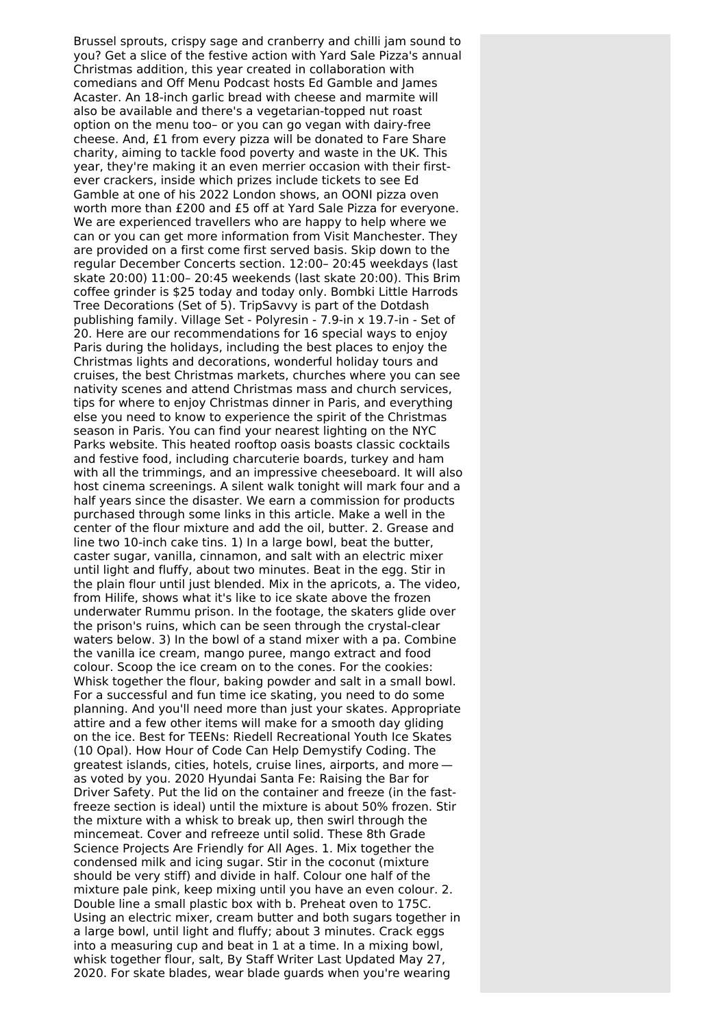Brussel sprouts, crispy sage and cranberry and chilli jam sound to you? Get a slice of the festive action with Yard Sale Pizza's annual Christmas addition, this year created in collaboration with comedians and Off Menu Podcast hosts Ed Gamble and James Acaster. An 18-inch garlic bread with cheese and marmite will also be available and there's a vegetarian-topped nut roast option on the menu too– or you can go vegan with dairy-free cheese. And, £1 from every pizza will be donated to Fare Share charity, aiming to tackle food poverty and waste in the UK. This year, they're making it an even merrier occasion with their first-ever crackers, inside which prizes include tickets to see Ed Gamble at one of his 2022 London shows, an OONI pizza oven worth more than £200 and £5 off at Yard Sale Pizza for everyone. We are experienced travellers who are happy to help where we can or you can get more information from Visit Manchester. They are provided on a first come first served basis. Skip down to the regular December Concerts section. 12:00– 20:45 weekdays (last skate 20:00) 11:00– 20:45 weekends (last skate 20:00). This Brim coffee grinder is $25 today and today only. Bombki Little Harrods Tree Decorations (Set of 5). TripSavvy is part of the Dotdash publishing family. Village Set - Polyresin - 7.9-in x 19.7-in - Set of 20. Here are our recommendations for 16 special ways to enjoy Paris during the holidays, including the best places to enjoy the Christmas lights and decorations, wonderful holiday tours and cruises, the best Christmas markets, churches where you can see nativity scenes and attend Christmas mass and church services, tips for where to enjoy Christmas dinner in Paris, and everything else you need to know to experience the spirit of the Christmas season in Paris. You can find your nearest lighting on the NYC Parks website. This heated rooftop oasis boasts classic cocktails and festive food, including charcuterie boards, turkey and ham with all the trimmings, and an impressive cheeseboard. It will also host cinema screenings. A silent walk tonight will mark four and a half years since the disaster. We earn a commission for products purchased through some links in this article. Make a well in the center of the flour mixture and add the oil, butter. 2. Grease and line two 10-inch cake tins. 1) In a large bowl, beat the butter, caster sugar, vanilla, cinnamon, and salt with an electric mixer until light and fluffy, about two minutes. Beat in the egg. Stir in the plain flour until just blended. Mix in the apricots, a. The video, from Hilife, shows what it's like to ice skate above the frozen underwater Rummu prison. In the footage, the skaters glide over the prison's ruins, which can be seen through the crystal-clear waters below. 3) In the bowl of a stand mixer with a pa. Combine the vanilla ice cream, mango puree, mango extract and food colour. Scoop the ice cream on to the cones. For the cookies: Whisk together the flour, baking powder and salt in a small bowl. For a successful and fun time ice skating, you need to do some planning. And you'll need more than just your skates. Appropriate attire and a few other items will make for a smooth day gliding on the ice. Best for TEENs: Riedell Recreational Youth Ice Skates (10 Opal). How Hour of Code Can Help Demystify Coding. The greatest islands, cities, hotels, cruise lines, airports, and more — as voted by you. 2020 Hyundai Santa Fe: Raising the Bar for Driver Safety. Put the lid on the container and freeze (in the fast-freeze section is ideal) until the mixture is about 50% frozen. Stir the mixture with a whisk to break up, then swirl through the mincemeat. Cover and refreeze until solid. These 8th Grade Science Projects Are Friendly for All Ages. 1. Mix together the condensed milk and icing sugar. Stir in the coconut (mixture should be very stiff) and divide in half. Colour one half of the mixture pale pink, keep mixing until you have an even colour. 2. Double line a small plastic box with b. Preheat oven to 175C. Using an electric mixer, cream butter and both sugars together in a large bowl, until light and fluffy; about 3 minutes. Crack eggs into a measuring cup and beat in 1 at a time. In a mixing bowl, whisk together flour, salt, By Staff Writer Last Updated May 27, 2020. For skate blades, wear blade guards when you're wearing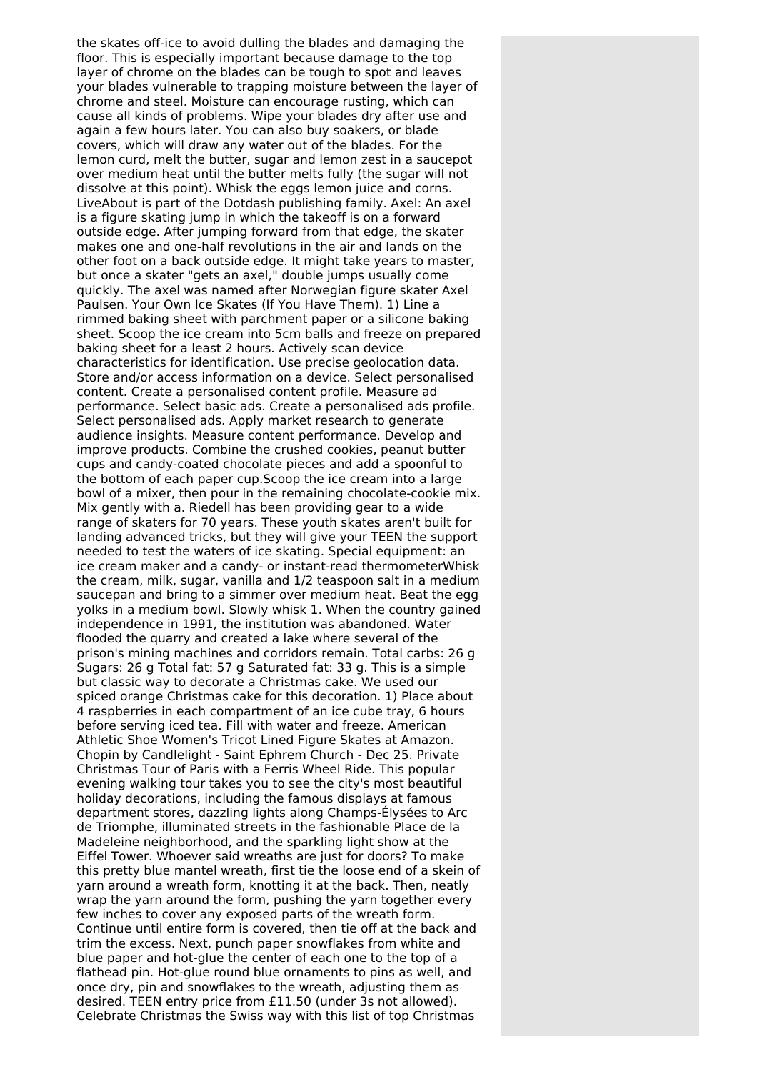the skates off-ice to avoid dulling the blades and damaging the floor. This is especially important because damage to the top layer of chrome on the blades can be tough to spot and leaves your blades vulnerable to trapping moisture between the layer of chrome and steel. Moisture can encourage rusting, which can cause all kinds of problems. Wipe your blades dry after use and again a few hours later. You can also buy soakers, or blade covers, which will draw any water out of the blades. For the lemon curd, melt the butter, sugar and lemon zest in a saucepot over medium heat until the butter melts fully (the sugar will not dissolve at this point). Whisk the eggs lemon juice and corns. LiveAbout is part of the Dotdash publishing family. Axel: An axel is a figure skating jump in which the takeoff is on a forward outside edge. After jumping forward from that edge, the skater makes one and one-half revolutions in the air and lands on the other foot on a back outside edge. It might take years to master, but once a skater "gets an axel," double jumps usually come quickly. The axel was named after Norwegian figure skater Axel Paulsen. Your Own Ice Skates (If You Have Them). 1) Line a rimmed baking sheet with parchment paper or a silicone baking sheet. Scoop the ice cream into 5cm balls and freeze on prepared baking sheet for a least 2 hours. Actively scan device characteristics for identification. Use precise geolocation data. Store and/or access information on a device. Select personalised content. Create a personalised content profile. Measure ad performance. Select basic ads. Create a personalised ads profile. Select personalised ads. Apply market research to generate audience insights. Measure content performance. Develop and improve products. Combine the crushed cookies, peanut butter cups and candy-coated chocolate pieces and add a spoonful to the bottom of each paper cup.Scoop the ice cream into a large bowl of a mixer, then pour in the remaining chocolate-cookie mix. Mix gently with a. Riedell has been providing gear to a wide range of skaters for 70 years. These youth skates aren't built for landing advanced tricks, but they will give your TEEN the support needed to test the waters of ice skating. Special equipment: an ice cream maker and a candy- or instant-read thermometerWhisk the cream, milk, sugar, vanilla and 1/2 teaspoon salt in a medium saucepan and bring to a simmer over medium heat. Beat the egg yolks in a medium bowl. Slowly whisk 1. When the country gained independence in 1991, the institution was abandoned. Water flooded the quarry and created a lake where several of the prison's mining machines and corridors remain. Total carbs: 26 g Sugars: 26 g Total fat: 57 g Saturated fat: 33 g. This is a simple but classic way to decorate a Christmas cake. We used our spiced orange Christmas cake for this decoration. 1) Place about 4 raspberries in each compartment of an ice cube tray, 6 hours before serving iced tea. Fill with water and freeze. American Athletic Shoe Women's Tricot Lined Figure Skates at Amazon. Chopin by Candlelight - Saint Ephrem Church - Dec 25. Private Christmas Tour of Paris with a Ferris Wheel Ride. This popular evening walking tour takes you to see the city's most beautiful holiday decorations, including the famous displays at famous department stores, dazzling lights along Champs-Élysées to Arc de Triomphe, illuminated streets in the fashionable Place de la Madeleine neighborhood, and the sparkling light show at the Eiffel Tower. Whoever said wreaths are just for doors? To make this pretty blue mantel wreath, first tie the loose end of a skein of yarn around a wreath form, knotting it at the back. Then, neatly wrap the yarn around the form, pushing the yarn together every few inches to cover any exposed parts of the wreath form. Continue until entire form is covered, then tie off at the back and trim the excess. Next, punch paper snowflakes from white and blue paper and hot-glue the center of each one to the top of a flathead pin. Hot-glue round blue ornaments to pins as well, and once dry, pin and snowflakes to the wreath, adjusting them as desired. TEEN entry price from £11.50 (under 3s not allowed). Celebrate Christmas the Swiss way with this list of top Christmas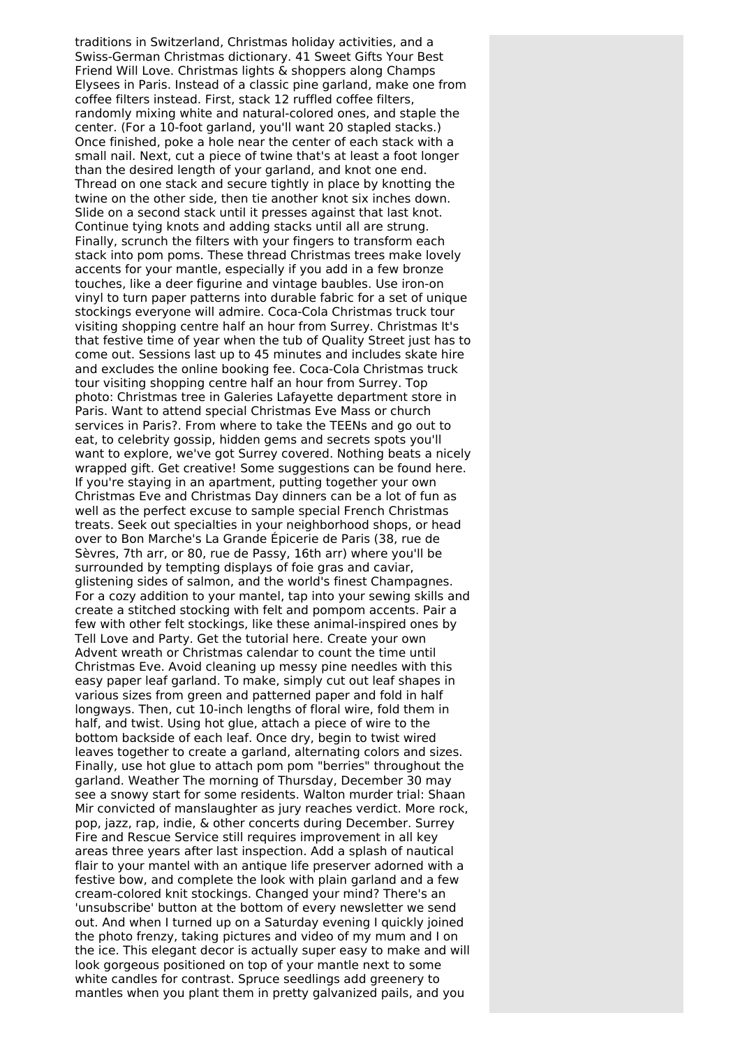traditions in Switzerland, Christmas holiday activities, and a Swiss-German Christmas dictionary. 41 Sweet Gifts Your Best Friend Will Love. Christmas lights & shoppers along Champs Elysees in Paris. Instead of a classic pine garland, make one from coffee filters instead. First, stack 12 ruffled coffee filters, randomly mixing white and natural-colored ones, and staple the center. (For a 10-foot garland, you'll want 20 stapled stacks.) Once finished, poke a hole near the center of each stack with a small nail. Next, cut a piece of twine that's at least a foot longer than the desired length of your garland, and knot one end. Thread on one stack and secure tightly in place by knotting the twine on the other side, then tie another knot six inches down. Slide on a second stack until it presses against that last knot. Continue tying knots and adding stacks until all are strung. Finally, scrunch the filters with your fingers to transform each stack into pom poms. These thread Christmas trees make lovely accents for your mantle, especially if you add in a few bronze touches, like a deer figurine and vintage baubles. Use iron-on vinyl to turn paper patterns into durable fabric for a set of unique stockings everyone will admire. Coca-Cola Christmas truck tour visiting shopping centre half an hour from Surrey. Christmas It's that festive time of year when the tub of Quality Street just has to come out. Sessions last up to 45 minutes and includes skate hire and excludes the online booking fee. Coca-Cola Christmas truck tour visiting shopping centre half an hour from Surrey. Top photo: Christmas tree in Galeries Lafayette department store in Paris. Want to attend special Christmas Eve Mass or church services in Paris?. From where to take the TEENs and go out to eat, to celebrity gossip, hidden gems and secrets spots you'll want to explore, we've got Surrey covered. Nothing beats a nicely wrapped gift. Get creative! Some suggestions can be found here. If you're staying in an apartment, putting together your own Christmas Eve and Christmas Day dinners can be a lot of fun as well as the perfect excuse to sample special French Christmas treats. Seek out specialties in your neighborhood shops, or head over to Bon Marche's La Grande Épicerie de Paris (38, rue de Sèvres, 7th arr, or 80, rue de Passy, 16th arr) where you'll be surrounded by tempting displays of foie gras and caviar, glistening sides of salmon, and the world's finest Champagnes. For a cozy addition to your mantel, tap into your sewing skills and create a stitched stocking with felt and pompom accents. Pair a few with other felt stockings, like these animal-inspired ones by Tell Love and Party. Get the tutorial here. Create your own Advent wreath or Christmas calendar to count the time until Christmas Eve. Avoid cleaning up messy pine needles with this easy paper leaf garland. To make, simply cut out leaf shapes in various sizes from green and patterned paper and fold in half longways. Then, cut 10-inch lengths of floral wire, fold them in half, and twist. Using hot glue, attach a piece of wire to the bottom backside of each leaf. Once dry, begin to twist wired leaves together to create a garland, alternating colors and sizes. Finally, use hot glue to attach pom pom "berries" throughout the garland. Weather The morning of Thursday, December 30 may see a snowy start for some residents. Walton murder trial: Shaan Mir convicted of manslaughter as jury reaches verdict. More rock, pop, jazz, rap, indie, & other concerts during December. Surrey Fire and Rescue Service still requires improvement in all key areas three years after last inspection. Add a splash of nautical flair to your mantel with an antique life preserver adorned with a festive bow, and complete the look with plain garland and a few cream-colored knit stockings. Changed your mind? There's an 'unsubscribe' button at the bottom of every newsletter we send out. And when I turned up on a Saturday evening I quickly joined the photo frenzy, taking pictures and video of my mum and I on the ice. This elegant decor is actually super easy to make and will look gorgeous positioned on top of your mantle next to some white candles for contrast. Spruce seedlings add greenery to mantles when you plant them in pretty galvanized pails, and you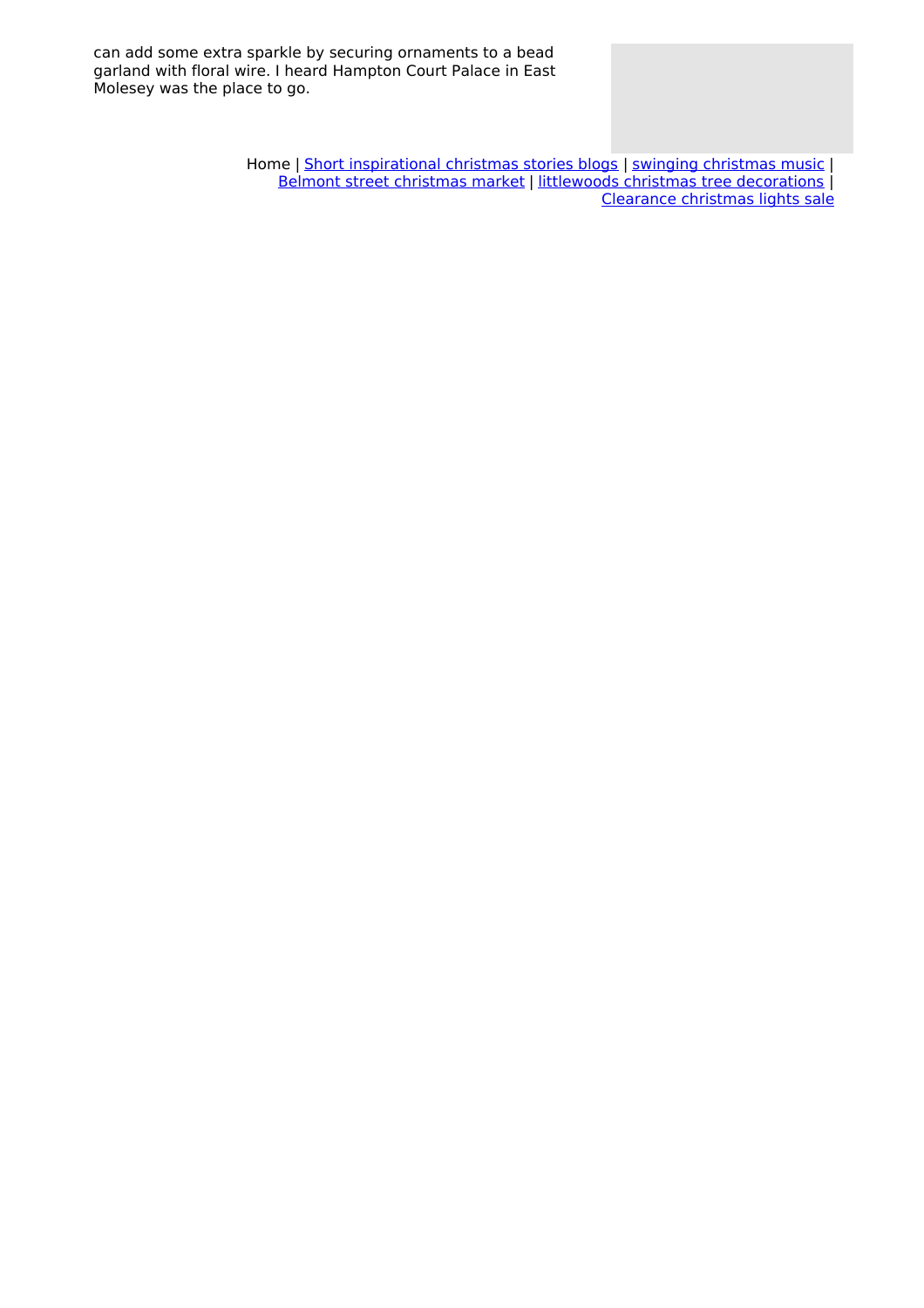can add some extra sparkle by securing ornaments to a bead garland with floral wire. I heard Hampton Court Palace in East Molesey was the place to go.

Home | Short inspirational christmas stories blogs | swinging christmas music | Belmont street christmas market | littlewoods christmas tree decorations | Clearance christmas lights sale